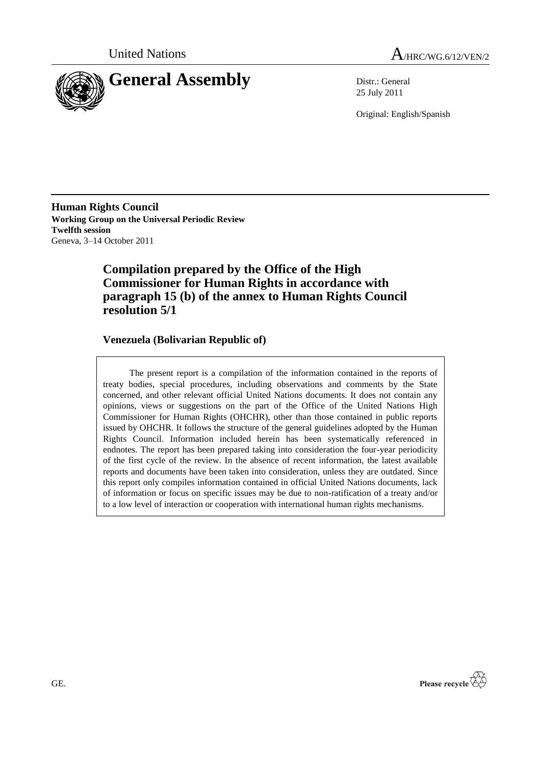United Nations

A/HRC/WG.6/12/VEN/2

# General Assembly

Distr.: General
25 July 2011

Original: English/Spanish

**Human Rights Council**
**Working Group on the Universal Periodic Review**
**Twelfth session**
Geneva, 3–14 October 2011

## Compilation prepared by the Office of the High Commissioner for Human Rights in accordance with paragraph 15 (b) of the annex to Human Rights Council resolution 5/1

### Venezuela (Bolivarian Republic of)

The present report is a compilation of the information contained in the reports of treaty bodies, special procedures, including observations and comments by the State concerned, and other relevant official United Nations documents. It does not contain any opinions, views or suggestions on the part of the Office of the United Nations High Commissioner for Human Rights (OHCHR), other than those contained in public reports issued by OHCHR. It follows the structure of the general guidelines adopted by the Human Rights Council. Information included herein has been systematically referenced in endnotes. The report has been prepared taking into consideration the four-year periodicity of the first cycle of the review. In the absence of recent information, the latest available reports and documents have been taken into consideration, unless they are outdated. Since this report only compiles information contained in official United Nations documents, lack of information or focus on specific issues may be due to non-ratification of a treaty and/or to a low level of interaction or cooperation with international human rights mechanisms.

GE.

Please recycle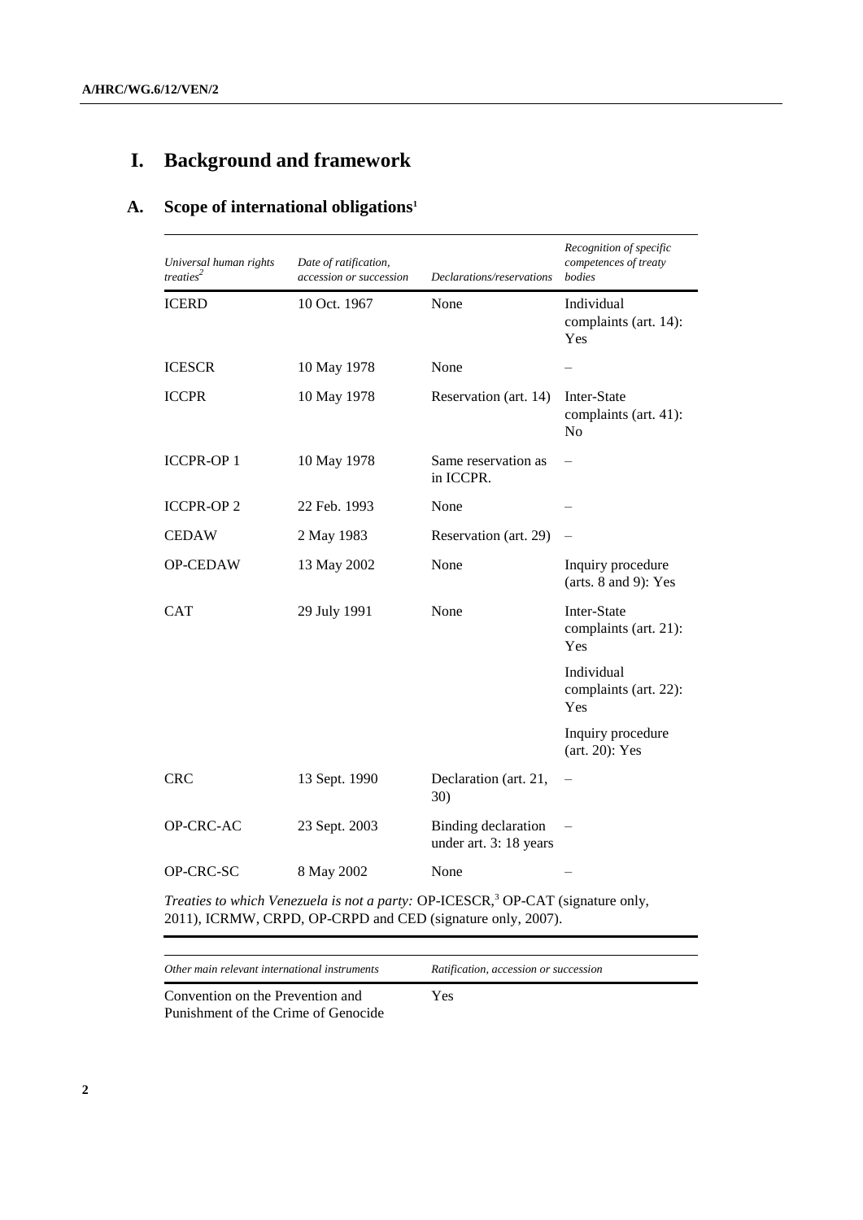# I. Background and framework

## A. Scope of international obligations[1]

| *Universal human rights treaties*[2] | *Date of ratification, accession or succession* | *Declarations/reservations* | *Recognition of specific competences of treaty bodies* |
|---|---|---|---|
| ICERD | 10 Oct. 1967 | None | Individual complaints (art. 14): Yes |
| ICESCR | 10 May 1978 | None | – |
| ICCPR | 10 May 1978 | Reservation (art. 14) | Inter-State complaints (art. 41): No |
| ICCPR-OP 1 | 10 May 1978 | Same reservation as in ICCPR. | – |
| ICCPR-OP 2 | 22 Feb. 1993 | None | – |
| CEDAW | 2 May 1983 | Reservation (art. 29) | – |
| OP-CEDAW | 13 May 2002 | None | Inquiry procedure (arts. 8 and 9): Yes |
| CAT | 29 July 1991 | None | Inter-State complaints (art. 21): Yes |
| | | | Individual complaints (art. 22): Yes |
| | | | Inquiry procedure (art. 20): Yes |
| CRC | 13 Sept. 1990 | Declaration (art. 21, 30) | – |
| OP-CRC-AC | 23 Sept. 2003 | Binding declaration under art. 3: 18 years | – |
| OP-CRC-SC | 8 May 2002 | None | – |

*Treaties to which Venezuela is not a party:* OP-ICESCR,[3] OP-CAT (signature only, 2011), ICRMW, CRPD, OP-CRPD and CED (signature only, 2007).

| *Other main relevant international instruments* | *Ratification, accession or succession* |
|---|---|
| Convention on the Prevention and Punishment of the Crime of Genocide | Yes |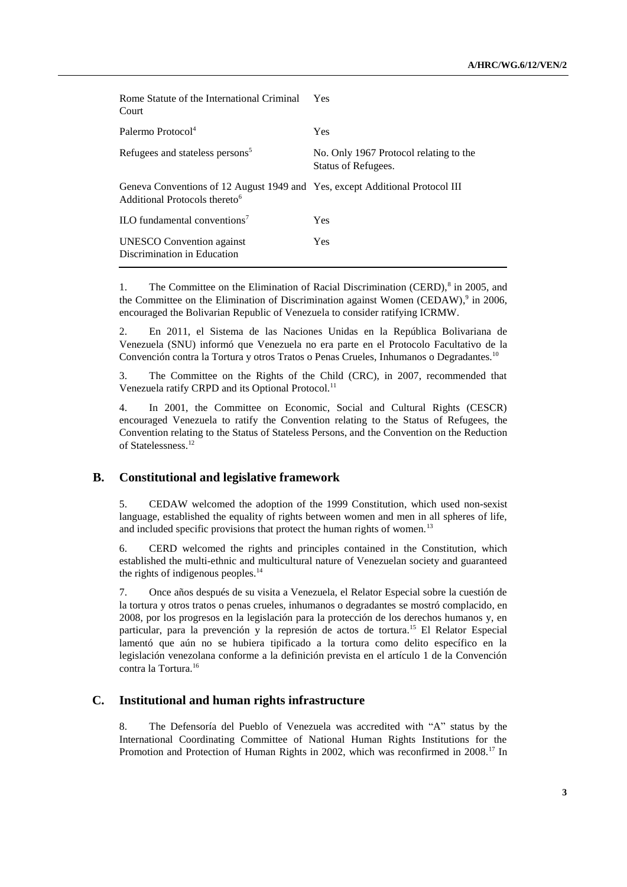| | |
|---|---|
| Rome Statute of the International Criminal Court | Yes |
| Palermo Protocol[4] | Yes |
| Refugees and stateless persons[5] | No. Only 1967 Protocol relating to the Status of Refugees. |
| Geneva Conventions of 12 August 1949 and Additional Protocols thereto[6] | Yes, except Additional Protocol III |
| ILO fundamental conventions[7] | Yes |
| UNESCO Convention against Discrimination in Education | Yes |

1. The Committee on the Elimination of Racial Discrimination (CERD),[8] in 2005, and the Committee on the Elimination of Discrimination against Women (CEDAW),[9] in 2006, encouraged the Bolivarian Republic of Venezuela to consider ratifying ICRMW.

2. En 2011, el Sistema de las Naciones Unidas en la República Bolivariana de Venezuela (SNU) informó que Venezuela no era parte en el Protocolo Facultativo de la Convención contra la Tortura y otros Tratos o Penas Crueles, Inhumanos o Degradantes.[10]

3. The Committee on the Rights of the Child (CRC), in 2007, recommended that Venezuela ratify CRPD and its Optional Protocol.[11]

4. In 2001, the Committee on Economic, Social and Cultural Rights (CESCR) encouraged Venezuela to ratify the Convention relating to the Status of Refugees, the Convention relating to the Status of Stateless Persons, and the Convention on the Reduction of Statelessness.[12]

## B. Constitutional and legislative framework

5. CEDAW welcomed the adoption of the 1999 Constitution, which used non-sexist language, established the equality of rights between women and men in all spheres of life, and included specific provisions that protect the human rights of women.[13]

6. CERD welcomed the rights and principles contained in the Constitution, which established the multi-ethnic and multicultural nature of Venezuelan society and guaranteed the rights of indigenous peoples.[14]

7. Once años después de su visita a Venezuela, el Relator Especial sobre la cuestión de la tortura y otros tratos o penas crueles, inhumanos o degradantes se mostró complacido, en 2008, por los progresos en la legislación para la protección de los derechos humanos y, en particular, para la prevención y la represión de actos de tortura.[15] El Relator Especial lamentó que aún no se hubiera tipificado a la tortura como delito específico en la legislación venezolana conforme a la definición prevista en el artículo 1 de la Convención contra la Tortura.[16]

## C. Institutional and human rights infrastructure

8. The Defensoría del Pueblo of Venezuela was accredited with "A" status by the International Coordinating Committee of National Human Rights Institutions for the Promotion and Protection of Human Rights in 2002, which was reconfirmed in 2008.[17] In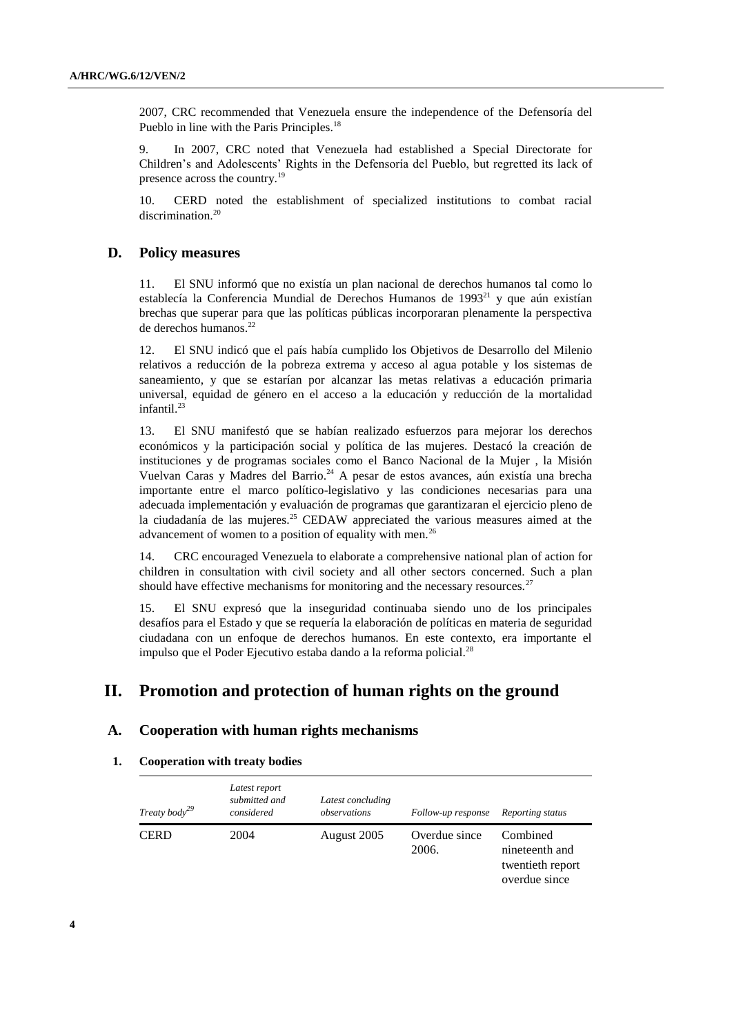2007, CRC recommended that Venezuela ensure the independence of the Defensoría del Pueblo in line with the Paris Principles.[18]

9. In 2007, CRC noted that Venezuela had established a Special Directorate for Children's and Adolescents' Rights in the Defensoría del Pueblo, but regretted its lack of presence across the country.[19]

10. CERD noted the establishment of specialized institutions to combat racial discrimination.[20]

## D. Policy measures

11. El SNU informó que no existía un plan nacional de derechos humanos tal como lo establecía la Conferencia Mundial de Derechos Humanos de 1993[21] y que aún existían brechas que superar para que las políticas públicas incorporaran plenamente la perspectiva de derechos humanos.[22]

12. El SNU indicó que el país había cumplido los Objetivos de Desarrollo del Milenio relativos a reducción de la pobreza extrema y acceso al agua potable y los sistemas de saneamiento, y que se estarían por alcanzar las metas relativas a educación primaria universal, equidad de género en el acceso a la educación y reducción de la mortalidad infantil.[23]

13. El SNU manifestó que se habían realizado esfuerzos para mejorar los derechos económicos y la participación social y política de las mujeres. Destacó la creación de instituciones y de programas sociales como el Banco Nacional de la Mujer , la Misión Vuelvan Caras y Madres del Barrio.[24] A pesar de estos avances, aún existía una brecha importante entre el marco político-legislativo y las condiciones necesarias para una adecuada implementación y evaluación de programas que garantizaran el ejercicio pleno de la ciudadanía de las mujeres.[25] CEDAW appreciated the various measures aimed at the advancement of women to a position of equality with men.[26]

14. CRC encouraged Venezuela to elaborate a comprehensive national plan of action for children in consultation with civil society and all other sectors concerned. Such a plan should have effective mechanisms for monitoring and the necessary resources.[27]

15. El SNU expresó que la inseguridad continuaba siendo uno de los principales desafíos para el Estado y que se requería la elaboración de políticas en materia de seguridad ciudadana con un enfoque de derechos humanos. En este contexto, era importante el impulso que el Poder Ejecutivo estaba dando a la reforma policial.[28]

# II. Promotion and protection of human rights on the ground

## A. Cooperation with human rights mechanisms

### 1. Cooperation with treaty bodies

| *Treaty body*[29] | *Latest report submitted and considered* | *Latest concluding observations* | *Follow-up response* | *Reporting status* |
|---|---|---|---|---|
| CERD | 2004 | August 2005 | Overdue since 2006. | Combined nineteenth and twentieth report overdue since |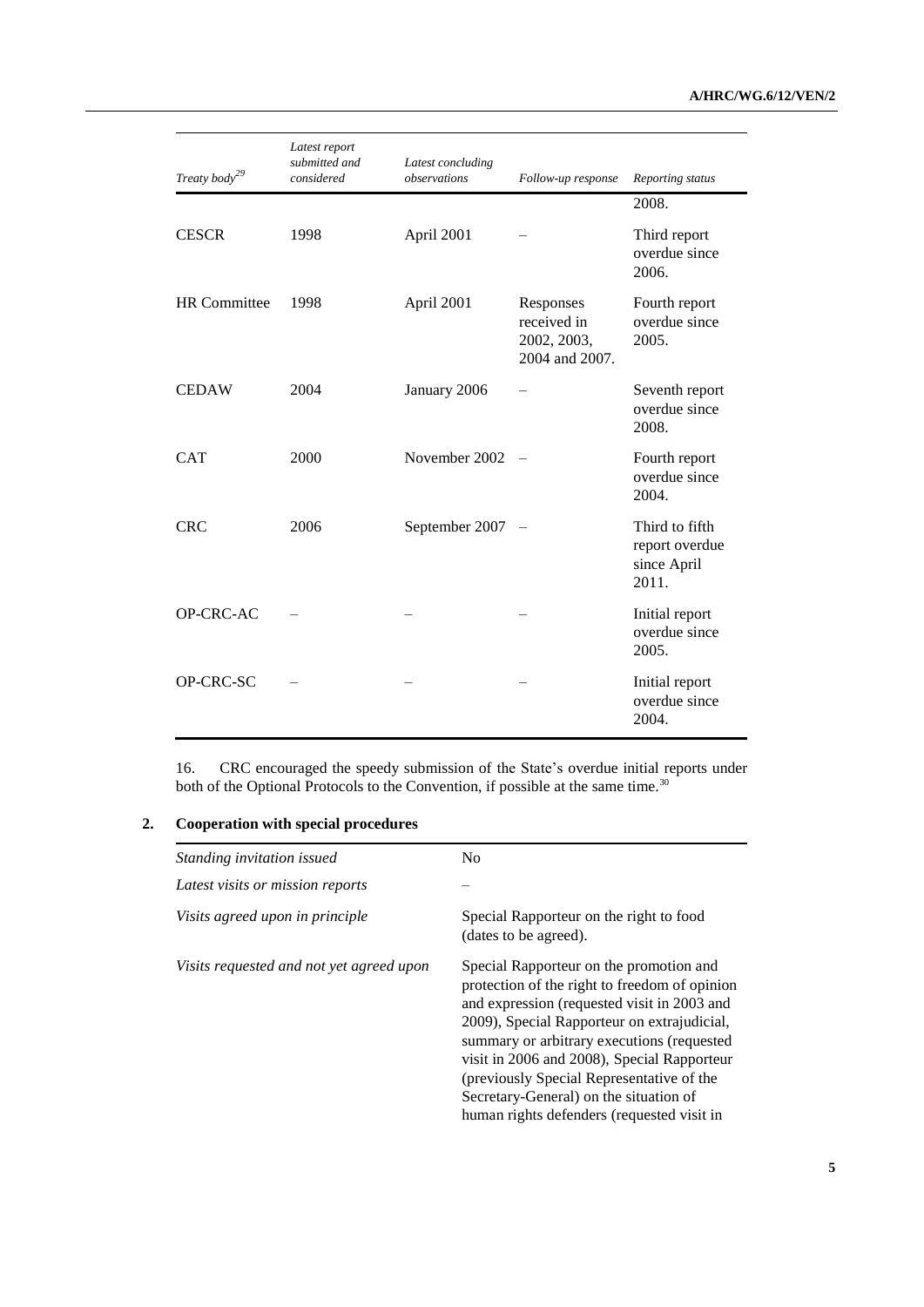| *Treaty body*[29] | *Latest report submitted and considered* | *Latest concluding observations* | *Follow-up response* | *Reporting status* |
|---|---|---|---|---|
| | | | | 2008. |
| CESCR | 1998 | April 2001 | – | Third report overdue since 2006. |
| HR Committee | 1998 | April 2001 | Responses received in 2002, 2003, 2004 and 2007. | Fourth report overdue since 2005. |
| CEDAW | 2004 | January 2006 | – | Seventh report overdue since 2008. |
| CAT | 2000 | November 2002 | – | Fourth report overdue since 2004. |
| CRC | 2006 | September 2007 | – | Third to fifth report overdue since April 2011. |
| OP-CRC-AC | – | – | – | Initial report overdue since 2005. |
| OP-CRC-SC | – | – | – | Initial report overdue since 2004. |

16. CRC encouraged the speedy submission of the State's overdue initial reports under both of the Optional Protocols to the Convention, if possible at the same time.[30]

## 2. Cooperation with special procedures

| *Standing invitation issued* | No |
|---|---|
| *Latest visits or mission reports* | – |
| *Visits agreed upon in principle* | Special Rapporteur on the right to food (dates to be agreed). |
| *Visits requested and not yet agreed upon* | Special Rapporteur on the promotion and protection of the right to freedom of opinion and expression (requested visit in 2003 and 2009), Special Rapporteur on extrajudicial, summary or arbitrary executions (requested visit in 2006 and 2008), Special Rapporteur (previously Special Representative of the Secretary-General) on the situation of human rights defenders (requested visit in |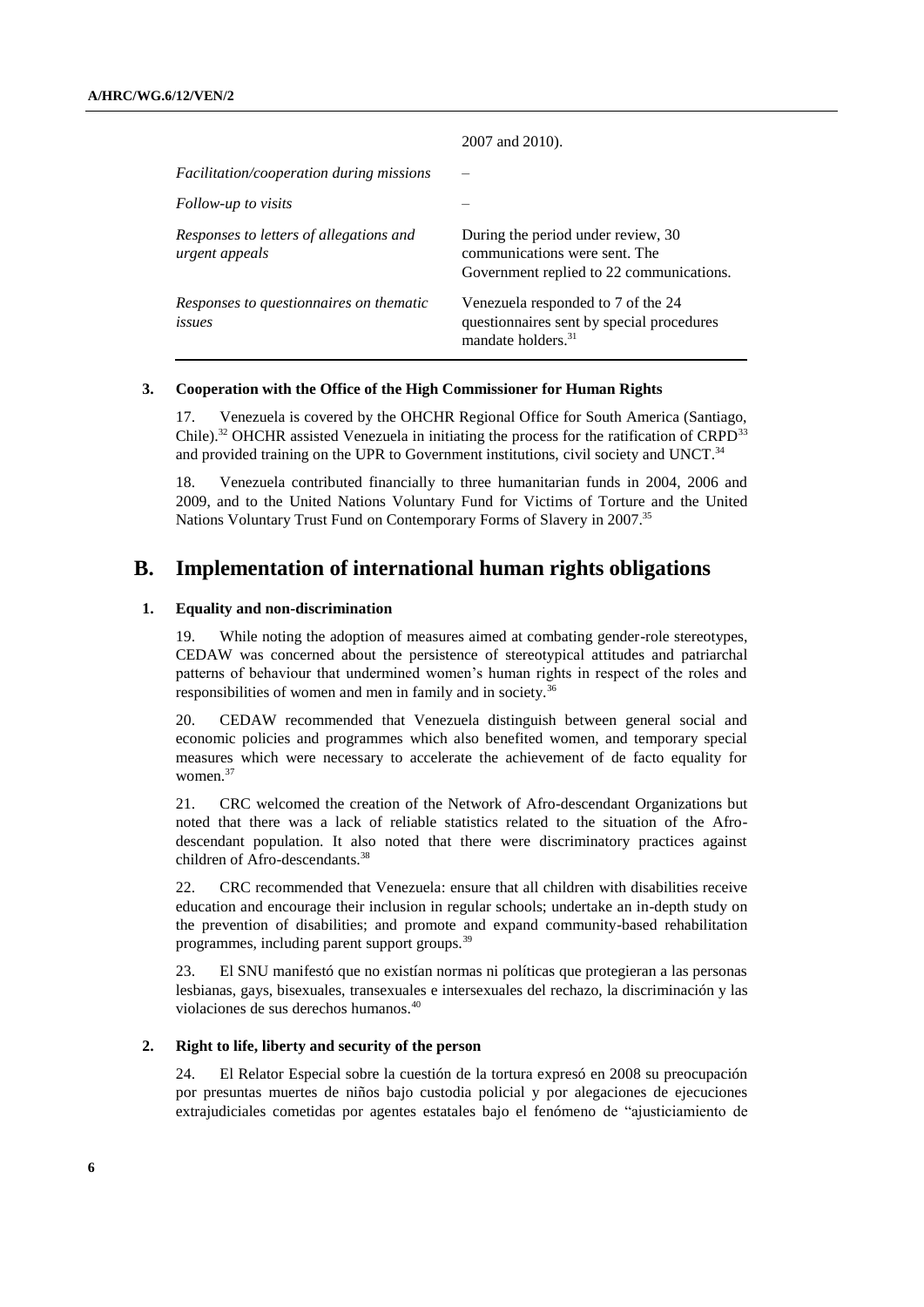| | |
|---|---|
| | 2007 and 2010). |
| *Facilitation/cooperation during missions* | – |
| *Follow-up to visits* | – |
| *Responses to letters of allegations and urgent appeals* | During the period under review, 30 communications were sent. The Government replied to 22 communications. |
| *Responses to questionnaires on thematic issues* | Venezuela responded to 7 of the 24 questionnaires sent by special procedures mandate holders.[31] |

### 3. Cooperation with the Office of the High Commissioner for Human Rights

17. Venezuela is covered by the OHCHR Regional Office for South America (Santiago, Chile).[32] OHCHR assisted Venezuela in initiating the process for the ratification of CRPD[33] and provided training on the UPR to Government institutions, civil society and UNCT.[34]

18. Venezuela contributed financially to three humanitarian funds in 2004, 2006 and 2009, and to the United Nations Voluntary Fund for Victims of Torture and the United Nations Voluntary Trust Fund on Contemporary Forms of Slavery in 2007.[35]

## B. Implementation of international human rights obligations

### 1. Equality and non-discrimination

19. While noting the adoption of measures aimed at combating gender-role stereotypes, CEDAW was concerned about the persistence of stereotypical attitudes and patriarchal patterns of behaviour that undermined women's human rights in respect of the roles and responsibilities of women and men in family and in society.[36]

20. CEDAW recommended that Venezuela distinguish between general social and economic policies and programmes which also benefited women, and temporary special measures which were necessary to accelerate the achievement of de facto equality for women.[37]

21. CRC welcomed the creation of the Network of Afro-descendant Organizations but noted that there was a lack of reliable statistics related to the situation of the Afro-descendant population. It also noted that there were discriminatory practices against children of Afro-descendants.[38]

22. CRC recommended that Venezuela: ensure that all children with disabilities receive education and encourage their inclusion in regular schools; undertake an in-depth study on the prevention of disabilities; and promote and expand community-based rehabilitation programmes, including parent support groups.[39]

23. El SNU manifestó que no existían normas ni políticas que protegieran a las personas lesbianas, gays, bisexuales, transexuales e intersexuales del rechazo, la discriminación y las violaciones de sus derechos humanos.[40]

### 2. Right to life, liberty and security of the person

24. El Relator Especial sobre la cuestión de la tortura expresó en 2008 su preocupación por presuntas muertes de niños bajo custodia policial y por alegaciones de ejecuciones extrajudiciales cometidas por agentes estatales bajo el fenómeno de "ajusticiamiento de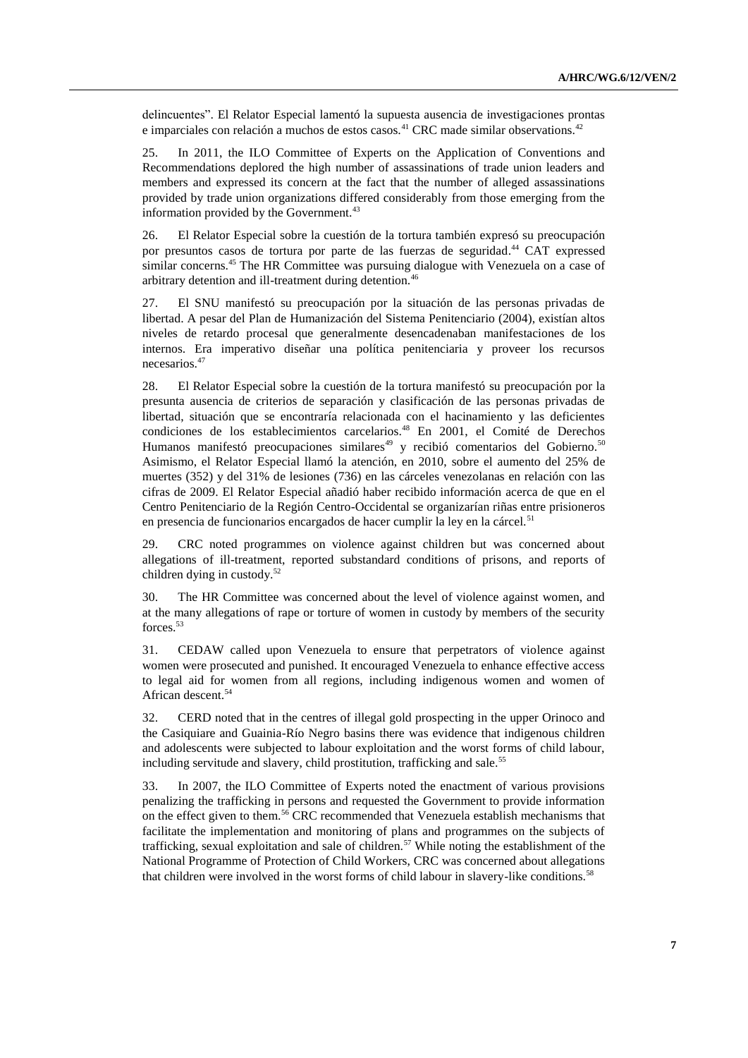delincuentes". El Relator Especial lamentó la supuesta ausencia de investigaciones prontas e imparciales con relación a muchos de estos casos.[41] CRC made similar observations.[42]

25. In 2011, the ILO Committee of Experts on the Application of Conventions and Recommendations deplored the high number of assassinations of trade union leaders and members and expressed its concern at the fact that the number of alleged assassinations provided by trade union organizations differed considerably from those emerging from the information provided by the Government.[43]

26. El Relator Especial sobre la cuestión de la tortura también expresó su preocupación por presuntos casos de tortura por parte de las fuerzas de seguridad.[44] CAT expressed similar concerns.[45] The HR Committee was pursuing dialogue with Venezuela on a case of arbitrary detention and ill-treatment during detention.[46]

27. El SNU manifestó su preocupación por la situación de las personas privadas de libertad. A pesar del Plan de Humanización del Sistema Penitenciario (2004), existían altos niveles de retardo procesal que generalmente desencadenaban manifestaciones de los internos. Era imperativo diseñar una política penitenciaria y proveer los recursos necesarios.[47]

28. El Relator Especial sobre la cuestión de la tortura manifestó su preocupación por la presunta ausencia de criterios de separación y clasificación de las personas privadas de libertad, situación que se encontraría relacionada con el hacinamiento y las deficientes condiciones de los establecimientos carcelarios.[48] En 2001, el Comité de Derechos Humanos manifestó preocupaciones similares[49] y recibió comentarios del Gobierno.[50] Asimismo, el Relator Especial llamó la atención, en 2010, sobre el aumento del 25% de muertes (352) y del 31% de lesiones (736) en las cárceles venezolanas en relación con las cifras de 2009. El Relator Especial añadió haber recibido información acerca de que en el Centro Penitenciario de la Región Centro-Occidental se organizarían riñas entre prisioneros en presencia de funcionarios encargados de hacer cumplir la ley en la cárcel.[51]

29. CRC noted programmes on violence against children but was concerned about allegations of ill-treatment, reported substandard conditions of prisons, and reports of children dying in custody.[52]

30. The HR Committee was concerned about the level of violence against women, and at the many allegations of rape or torture of women in custody by members of the security forces.[53]

31. CEDAW called upon Venezuela to ensure that perpetrators of violence against women were prosecuted and punished. It encouraged Venezuela to enhance effective access to legal aid for women from all regions, including indigenous women and women of African descent.[54]

32. CERD noted that in the centres of illegal gold prospecting in the upper Orinoco and the Casiquiare and Guainia-Río Negro basins there was evidence that indigenous children and adolescents were subjected to labour exploitation and the worst forms of child labour, including servitude and slavery, child prostitution, trafficking and sale.[55]

33. In 2007, the ILO Committee of Experts noted the enactment of various provisions penalizing the trafficking in persons and requested the Government to provide information on the effect given to them.[56] CRC recommended that Venezuela establish mechanisms that facilitate the implementation and monitoring of plans and programmes on the subjects of trafficking, sexual exploitation and sale of children.[57] While noting the establishment of the National Programme of Protection of Child Workers, CRC was concerned about allegations that children were involved in the worst forms of child labour in slavery-like conditions.[58]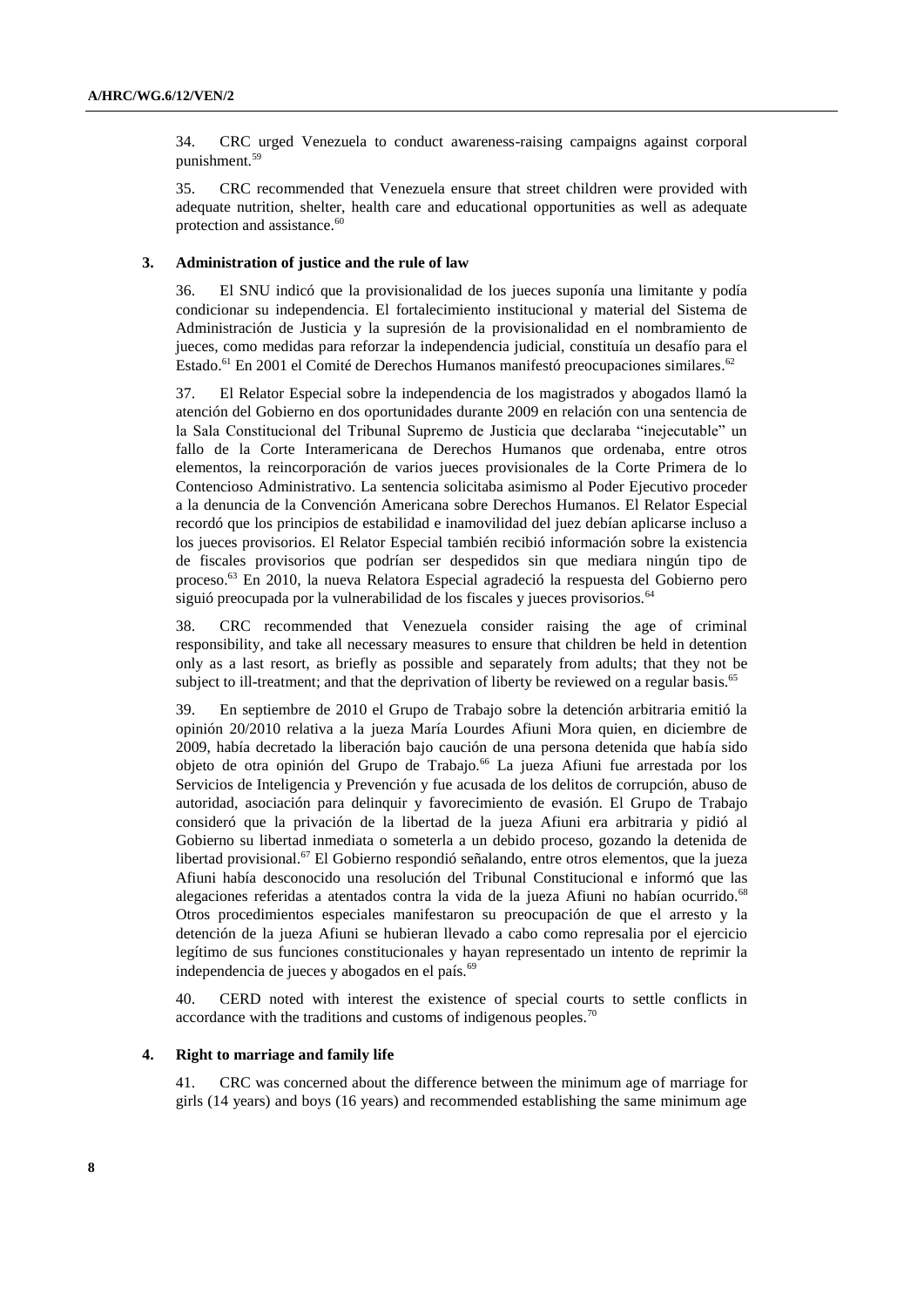34. CRC urged Venezuela to conduct awareness-raising campaigns against corporal punishment.[59]

35. CRC recommended that Venezuela ensure that street children were provided with adequate nutrition, shelter, health care and educational opportunities as well as adequate protection and assistance.[60]

### 3. Administration of justice and the rule of law

36. El SNU indicó que la provisionalidad de los jueces suponía una limitante y podía condicionar su independencia. El fortalecimiento institucional y material del Sistema de Administración de Justicia y la supresión de la provisionalidad en el nombramiento de jueces, como medidas para reforzar la independencia judicial, constituía un desafío para el Estado.[61] En 2001 el Comité de Derechos Humanos manifestó preocupaciones similares.[62]

37. El Relator Especial sobre la independencia de los magistrados y abogados llamó la atención del Gobierno en dos oportunidades durante 2009 en relación con una sentencia de la Sala Constitucional del Tribunal Supremo de Justicia que declaraba "inejecutable" un fallo de la Corte Interamericana de Derechos Humanos que ordenaba, entre otros elementos, la reincorporación de varios jueces provisionales de la Corte Primera de lo Contencioso Administrativo. La sentencia solicitaba asimismo al Poder Ejecutivo proceder a la denuncia de la Convención Americana sobre Derechos Humanos. El Relator Especial recordó que los principios de estabilidad e inamovilidad del juez debían aplicarse incluso a los jueces provisorios. El Relator Especial también recibió información sobre la existencia de fiscales provisorios que podrían ser despedidos sin que mediara ningún tipo de proceso.[63] En 2010, la nueva Relatora Especial agradeció la respuesta del Gobierno pero siguió preocupada por la vulnerabilidad de los fiscales y jueces provisorios.[64]

38. CRC recommended that Venezuela consider raising the age of criminal responsibility, and take all necessary measures to ensure that children be held in detention only as a last resort, as briefly as possible and separately from adults; that they not be subject to ill-treatment; and that the deprivation of liberty be reviewed on a regular basis.[65]

39. En septiembre de 2010 el Grupo de Trabajo sobre la detención arbitraria emitió la opinión 20/2010 relativa a la jueza María Lourdes Afiuni Mora quien, en diciembre de 2009, había decretado la liberación bajo caución de una persona detenida que había sido objeto de otra opinión del Grupo de Trabajo.[66] La jueza Afiuni fue arrestada por los Servicios de Inteligencia y Prevención y fue acusada de los delitos de corrupción, abuso de autoridad, asociación para delinquir y favorecimiento de evasión. El Grupo de Trabajo consideró que la privación de la libertad de la jueza Afiuni era arbitraria y pidió al Gobierno su libertad inmediata o someterla a un debido proceso, gozando la detenida de libertad provisional.[67] El Gobierno respondió señalando, entre otros elementos, que la jueza Afiuni había desconocido una resolución del Tribunal Constitucional e informó que las alegaciones referidas a atentados contra la vida de la jueza Afiuni no habían ocurrido.[68] Otros procedimientos especiales manifestaron su preocupación de que el arresto y la detención de la jueza Afiuni se hubieran llevado a cabo como represalia por el ejercicio legítimo de sus funciones constitucionales y hayan representado un intento de reprimir la independencia de jueces y abogados en el país.[69]

40. CERD noted with interest the existence of special courts to settle conflicts in accordance with the traditions and customs of indigenous peoples.[70]

### 4. Right to marriage and family life

41. CRC was concerned about the difference between the minimum age of marriage for girls (14 years) and boys (16 years) and recommended establishing the same minimum age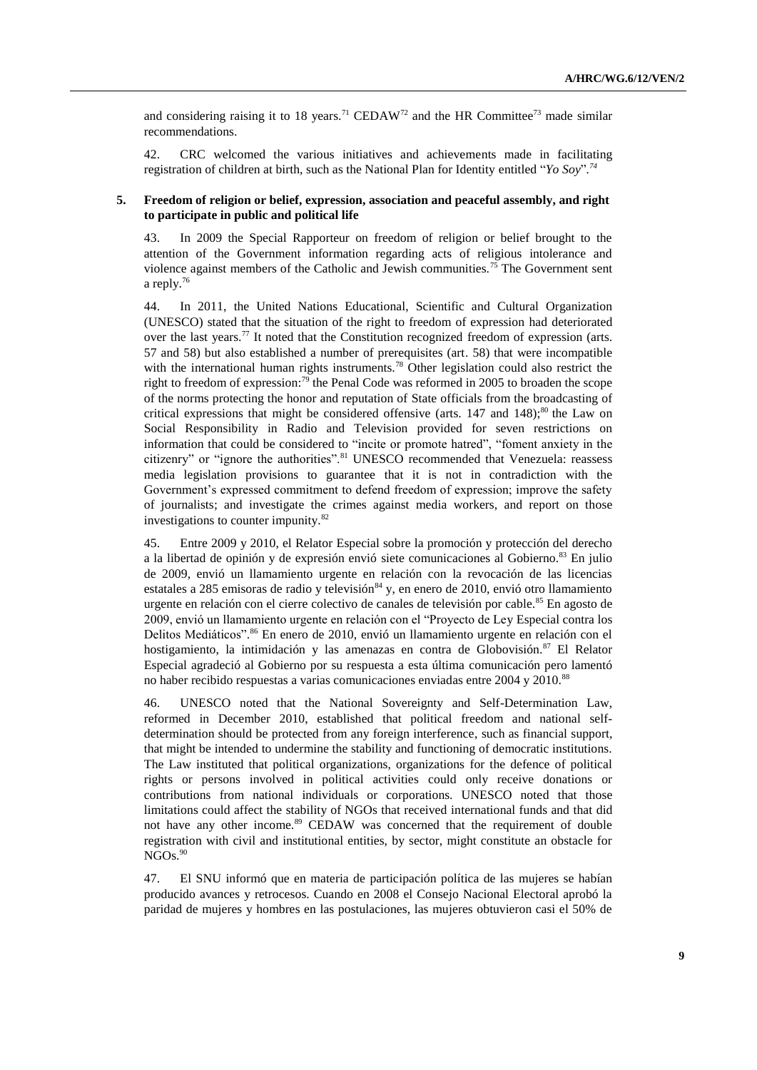and considering raising it to 18 years.[71] CEDAW[72] and the HR Committee[73] made similar recommendations.

42. CRC welcomed the various initiatives and achievements made in facilitating registration of children at birth, such as the National Plan for Identity entitled "*Yo Soy*".[74]

### 5. Freedom of religion or belief, expression, association and peaceful assembly, and right to participate in public and political life

43. In 2009 the Special Rapporteur on freedom of religion or belief brought to the attention of the Government information regarding acts of religious intolerance and violence against members of the Catholic and Jewish communities.[75] The Government sent a reply.[76]

44. In 2011, the United Nations Educational, Scientific and Cultural Organization (UNESCO) stated that the situation of the right to freedom of expression had deteriorated over the last years.[77] It noted that the Constitution recognized freedom of expression (arts. 57 and 58) but also established a number of prerequisites (art. 58) that were incompatible with the international human rights instruments.[78] Other legislation could also restrict the right to freedom of expression:[79] the Penal Code was reformed in 2005 to broaden the scope of the norms protecting the honor and reputation of State officials from the broadcasting of critical expressions that might be considered offensive (arts. 147 and 148);[80] the Law on Social Responsibility in Radio and Television provided for seven restrictions on information that could be considered to "incite or promote hatred", "foment anxiety in the citizenry" or "ignore the authorities".[81] UNESCO recommended that Venezuela: reassess media legislation provisions to guarantee that it is not in contradiction with the Government's expressed commitment to defend freedom of expression; improve the safety of journalists; and investigate the crimes against media workers, and report on those investigations to counter impunity.[82]

45. Entre 2009 y 2010, el Relator Especial sobre la promoción y protección del derecho a la libertad de opinión y de expresión envió siete comunicaciones al Gobierno.[83] En julio de 2009, envió un llamamiento urgente en relación con la revocación de las licencias estatales a 285 emisoras de radio y televisión[84] y, en enero de 2010, envió otro llamamiento urgente en relación con el cierre colectivo de canales de televisión por cable.[85] En agosto de 2009, envió un llamamiento urgente en relación con el "Proyecto de Ley Especial contra los Delitos Mediáticos".[86] En enero de 2010, envió un llamamiento urgente en relación con el hostigamiento, la intimidación y las amenazas en contra de Globovisión.[87] El Relator Especial agradeció al Gobierno por su respuesta a esta última comunicación pero lamentó no haber recibido respuestas a varias comunicaciones enviadas entre 2004 y 2010.[88]

46. UNESCO noted that the National Sovereignty and Self-Determination Law, reformed in December 2010, established that political freedom and national self-determination should be protected from any foreign interference, such as financial support, that might be intended to undermine the stability and functioning of democratic institutions. The Law instituted that political organizations, organizations for the defence of political rights or persons involved in political activities could only receive donations or contributions from national individuals or corporations. UNESCO noted that those limitations could affect the stability of NGOs that received international funds and that did not have any other income.[89] CEDAW was concerned that the requirement of double registration with civil and institutional entities, by sector, might constitute an obstacle for NGOs.[90]

47. El SNU informó que en materia de participación política de las mujeres se habían producido avances y retrocesos. Cuando en 2008 el Consejo Nacional Electoral aprobó la paridad de mujeres y hombres en las postulaciones, las mujeres obtuvieron casi el 50% de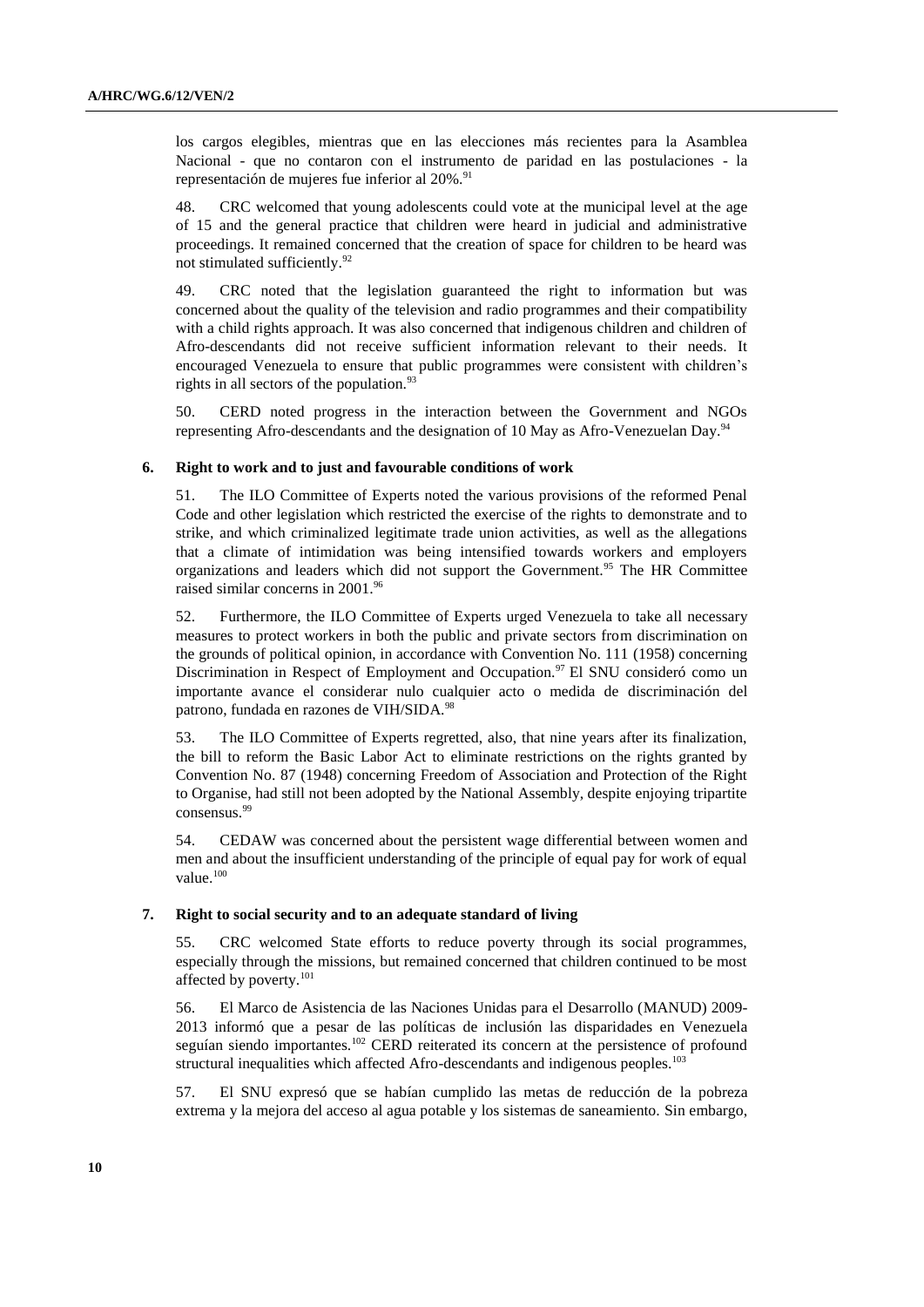los cargos elegibles, mientras que en las elecciones más recientes para la Asamblea Nacional - que no contaron con el instrumento de paridad en las postulaciones - la representación de mujeres fue inferior al 20%.[91]

48. CRC welcomed that young adolescents could vote at the municipal level at the age of 15 and the general practice that children were heard in judicial and administrative proceedings. It remained concerned that the creation of space for children to be heard was not stimulated sufficiently.[92]

49. CRC noted that the legislation guaranteed the right to information but was concerned about the quality of the television and radio programmes and their compatibility with a child rights approach. It was also concerned that indigenous children and children of Afro-descendants did not receive sufficient information relevant to their needs. It encouraged Venezuela to ensure that public programmes were consistent with children's rights in all sectors of the population.[93]

50. CERD noted progress in the interaction between the Government and NGOs representing Afro-descendants and the designation of 10 May as Afro-Venezuelan Day.[94]

### 6. Right to work and to just and favourable conditions of work

51. The ILO Committee of Experts noted the various provisions of the reformed Penal Code and other legislation which restricted the exercise of the rights to demonstrate and to strike, and which criminalized legitimate trade union activities, as well as the allegations that a climate of intimidation was being intensified towards workers and employers organizations and leaders which did not support the Government.[95] The HR Committee raised similar concerns in 2001.[96]

52. Furthermore, the ILO Committee of Experts urged Venezuela to take all necessary measures to protect workers in both the public and private sectors from discrimination on the grounds of political opinion, in accordance with Convention No. 111 (1958) concerning Discrimination in Respect of Employment and Occupation.[97] El SNU consideró como un importante avance el considerar nulo cualquier acto o medida de discriminación del patrono, fundada en razones de VIH/SIDA.[98]

53. The ILO Committee of Experts regretted, also, that nine years after its finalization, the bill to reform the Basic Labor Act to eliminate restrictions on the rights granted by Convention No. 87 (1948) concerning Freedom of Association and Protection of the Right to Organise, had still not been adopted by the National Assembly, despite enjoying tripartite consensus.[99]

54. CEDAW was concerned about the persistent wage differential between women and men and about the insufficient understanding of the principle of equal pay for work of equal value.[100]

### 7. Right to social security and to an adequate standard of living

55. CRC welcomed State efforts to reduce poverty through its social programmes, especially through the missions, but remained concerned that children continued to be most affected by poverty.[101]

56. El Marco de Asistencia de las Naciones Unidas para el Desarrollo (MANUD) 2009-2013 informó que a pesar de las políticas de inclusión las disparidades en Venezuela seguían siendo importantes.[102] CERD reiterated its concern at the persistence of profound structural inequalities which affected Afro-descendants and indigenous peoples.[103]

57. El SNU expresó que se habían cumplido las metas de reducción de la pobreza extrema y la mejora del acceso al agua potable y los sistemas de saneamiento. Sin embargo,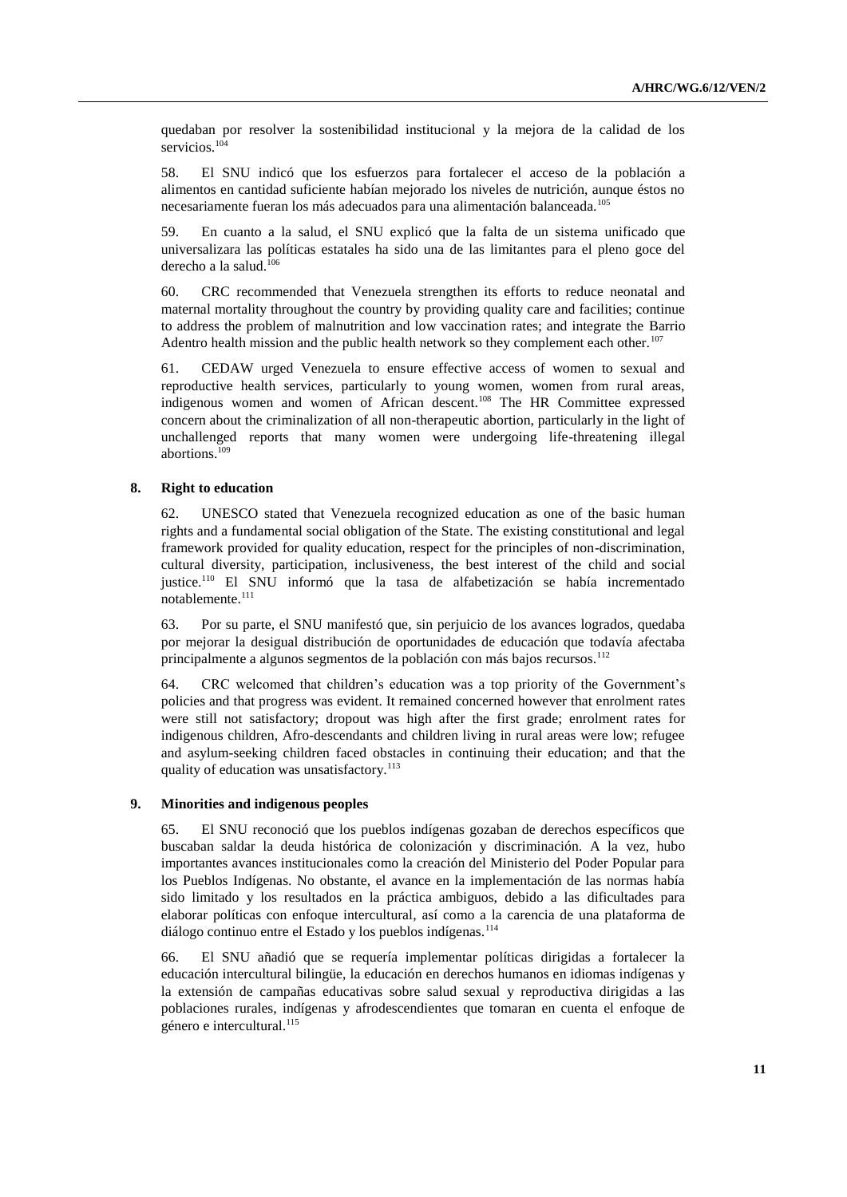quedaban por resolver la sostenibilidad institucional y la mejora de la calidad de los servicios.[104]

58. El SNU indicó que los esfuerzos para fortalecer el acceso de la población a alimentos en cantidad suficiente habían mejorado los niveles de nutrición, aunque éstos no necesariamente fueran los más adecuados para una alimentación balanceada.[105]

59. En cuanto a la salud, el SNU explicó que la falta de un sistema unificado que universalizara las políticas estatales ha sido una de las limitantes para el pleno goce del derecho a la salud.[106]

60. CRC recommended that Venezuela strengthen its efforts to reduce neonatal and maternal mortality throughout the country by providing quality care and facilities; continue to address the problem of malnutrition and low vaccination rates; and integrate the Barrio Adentro health mission and the public health network so they complement each other.[107]

61. CEDAW urged Venezuela to ensure effective access of women to sexual and reproductive health services, particularly to young women, women from rural areas, indigenous women and women of African descent.[108] The HR Committee expressed concern about the criminalization of all non-therapeutic abortion, particularly in the light of unchallenged reports that many women were undergoing life-threatening illegal abortions.[109]

### 8. Right to education

62. UNESCO stated that Venezuela recognized education as one of the basic human rights and a fundamental social obligation of the State. The existing constitutional and legal framework provided for quality education, respect for the principles of non-discrimination, cultural diversity, participation, inclusiveness, the best interest of the child and social justice.[110] El SNU informó que la tasa de alfabetización se había incrementado notablemente.[111]

63. Por su parte, el SNU manifestó que, sin perjuicio de los avances logrados, quedaba por mejorar la desigual distribución de oportunidades de educación que todavía afectaba principalmente a algunos segmentos de la población con más bajos recursos.[112]

64. CRC welcomed that children's education was a top priority of the Government's policies and that progress was evident. It remained concerned however that enrolment rates were still not satisfactory; dropout was high after the first grade; enrolment rates for indigenous children, Afro-descendants and children living in rural areas were low; refugee and asylum-seeking children faced obstacles in continuing their education; and that the quality of education was unsatisfactory.[113]

### 9. Minorities and indigenous peoples

65. El SNU reconoció que los pueblos indígenas gozaban de derechos específicos que buscaban saldar la deuda histórica de colonización y discriminación. A la vez, hubo importantes avances institucionales como la creación del Ministerio del Poder Popular para los Pueblos Indígenas. No obstante, el avance en la implementación de las normas había sido limitado y los resultados en la práctica ambiguos, debido a las dificultades para elaborar políticas con enfoque intercultural, así como a la carencia de una plataforma de diálogo continuo entre el Estado y los pueblos indígenas.[114]

66. El SNU añadió que se requería implementar políticas dirigidas a fortalecer la educación intercultural bilingüe, la educación en derechos humanos en idiomas indígenas y la extensión de campañas educativas sobre salud sexual y reproductiva dirigidas a las poblaciones rurales, indígenas y afrodescendientes que tomaran en cuenta el enfoque de género e intercultural.[115]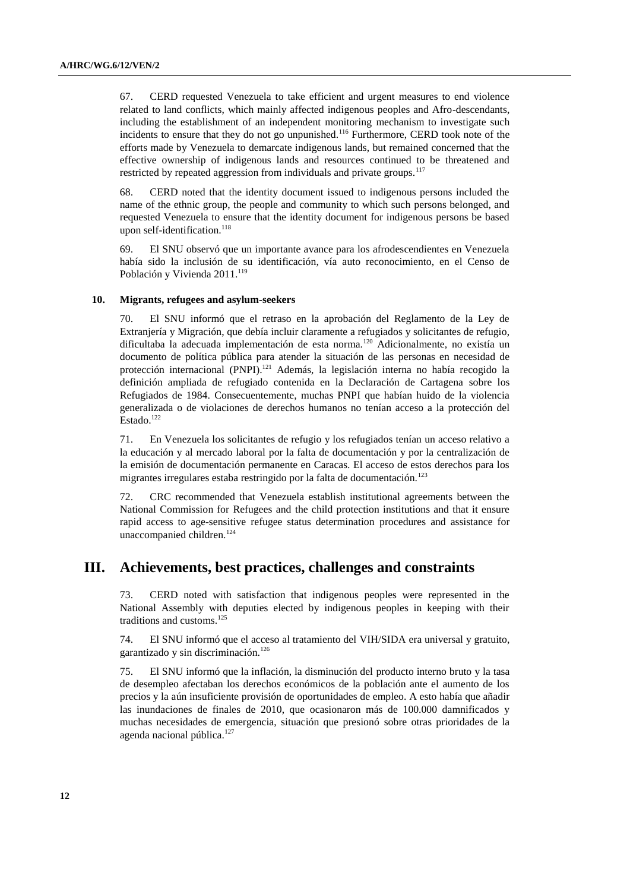67. CERD requested Venezuela to take efficient and urgent measures to end violence related to land conflicts, which mainly affected indigenous peoples and Afro-descendants, including the establishment of an independent monitoring mechanism to investigate such incidents to ensure that they do not go unpunished.[116] Furthermore, CERD took note of the efforts made by Venezuela to demarcate indigenous lands, but remained concerned that the effective ownership of indigenous lands and resources continued to be threatened and restricted by repeated aggression from individuals and private groups.[117]

68. CERD noted that the identity document issued to indigenous persons included the name of the ethnic group, the people and community to which such persons belonged, and requested Venezuela to ensure that the identity document for indigenous persons be based upon self-identification.[118]

69. El SNU observó que un importante avance para los afrodescendientes en Venezuela había sido la inclusión de su identificación, vía auto reconocimiento, en el Censo de Población y Vivienda 2011.[119]

### 10. Migrants, refugees and asylum-seekers

70. El SNU informó que el retraso en la aprobación del Reglamento de la Ley de Extranjería y Migración, que debía incluir claramente a refugiados y solicitantes de refugio, dificultaba la adecuada implementación de esta norma.[120] Adicionalmente, no existía un documento de política pública para atender la situación de las personas en necesidad de protección internacional (PNPI).[121] Además, la legislación interna no había recogido la definición ampliada de refugiado contenida en la Declaración de Cartagena sobre los Refugiados de 1984. Consecuentemente, muchas PNPI que habían huido de la violencia generalizada o de violaciones de derechos humanos no tenían acceso a la protección del Estado.[122]

71. En Venezuela los solicitantes de refugio y los refugiados tenían un acceso relativo a la educación y al mercado laboral por la falta de documentación y por la centralización de la emisión de documentación permanente en Caracas. El acceso de estos derechos para los migrantes irregulares estaba restringido por la falta de documentación.[123]

72. CRC recommended that Venezuela establish institutional agreements between the National Commission for Refugees and the child protection institutions and that it ensure rapid access to age-sensitive refugee status determination procedures and assistance for unaccompanied children.[124]

## III. Achievements, best practices, challenges and constraints

73. CERD noted with satisfaction that indigenous peoples were represented in the National Assembly with deputies elected by indigenous peoples in keeping with their traditions and customs.[125]

74. El SNU informó que el acceso al tratamiento del VIH/SIDA era universal y gratuito, garantizado y sin discriminación.[126]

75. El SNU informó que la inflación, la disminución del producto interno bruto y la tasa de desempleo afectaban los derechos económicos de la población ante el aumento de los precios y la aún insuficiente provisión de oportunidades de empleo. A esto había que añadir las inundaciones de finales de 2010, que ocasionaron más de 100.000 damnificados y muchas necesidades de emergencia, situación que presionó sobre otras prioridades de la agenda nacional pública.[127]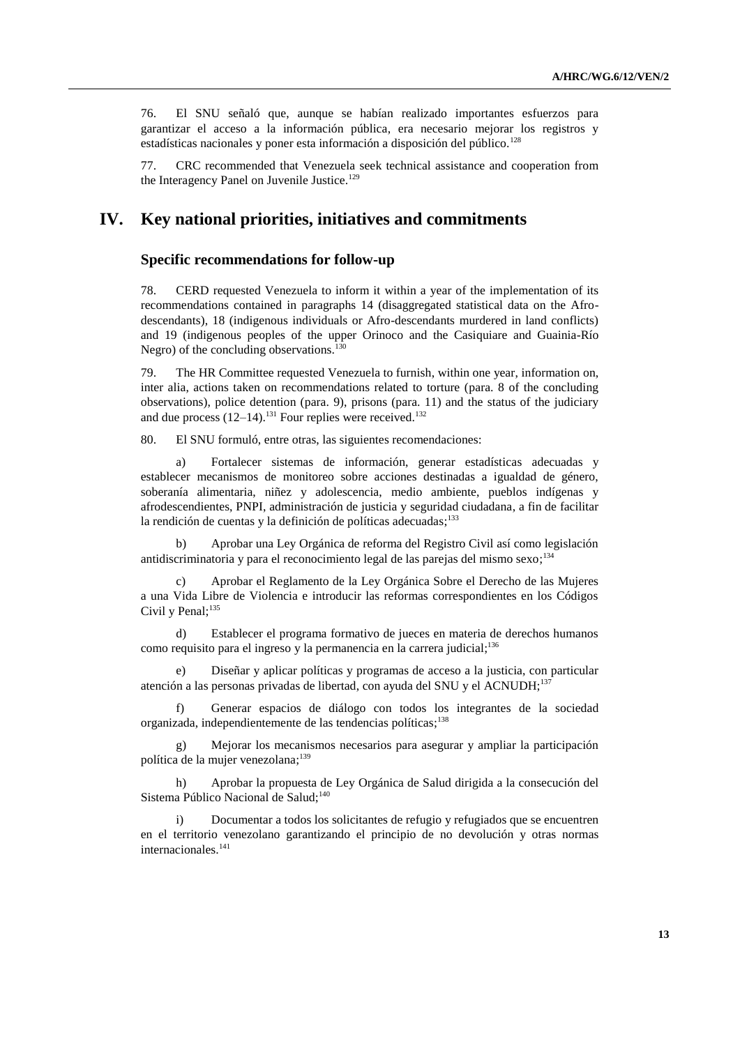76. El SNU señaló que, aunque se habían realizado importantes esfuerzos para garantizar el acceso a la información pública, era necesario mejorar los registros y estadísticas nacionales y poner esta información a disposición del público.[128]

77. CRC recommended that Venezuela seek technical assistance and cooperation from the Interagency Panel on Juvenile Justice.[129]

# IV. Key national priorities, initiatives and commitments

## Specific recommendations for follow-up

78. CERD requested Venezuela to inform it within a year of the implementation of its recommendations contained in paragraphs 14 (disaggregated statistical data on the Afro-descendants), 18 (indigenous individuals or Afro-descendants murdered in land conflicts) and 19 (indigenous peoples of the upper Orinoco and the Casiquiare and Guainia-Río Negro) of the concluding observations.[130]

79. The HR Committee requested Venezuela to furnish, within one year, information on, inter alia, actions taken on recommendations related to torture (para. 8 of the concluding observations), police detention (para. 9), prisons (para. 11) and the status of the judiciary and due process (12–14).[131] Four replies were received.[132]

80. El SNU formuló, entre otras, las siguientes recomendaciones:

a) Fortalecer sistemas de información, generar estadísticas adecuadas y establecer mecanismos de monitoreo sobre acciones destinadas a igualdad de género, soberanía alimentaria, niñez y adolescencia, medio ambiente, pueblos indígenas y afrodescendientes, PNPI, administración de justicia y seguridad ciudadana, a fin de facilitar la rendición de cuentas y la definición de políticas adecuadas;[133]

b) Aprobar una Ley Orgánica de reforma del Registro Civil así como legislación antidiscriminatoria y para el reconocimiento legal de las parejas del mismo sexo;[134]

c) Aprobar el Reglamento de la Ley Orgánica Sobre el Derecho de las Mujeres a una Vida Libre de Violencia e introducir las reformas correspondientes en los Códigos Civil y Penal;[135]

d) Establecer el programa formativo de jueces en materia de derechos humanos como requisito para el ingreso y la permanencia en la carrera judicial;[136]

e) Diseñar y aplicar políticas y programas de acceso a la justicia, con particular atención a las personas privadas de libertad, con ayuda del SNU y el ACNUDH;[137]

f) Generar espacios de diálogo con todos los integrantes de la sociedad organizada, independientemente de las tendencias políticas;[138]

g) Mejorar los mecanismos necesarios para asegurar y ampliar la participación política de la mujer venezolana;[139]

h) Aprobar la propuesta de Ley Orgánica de Salud dirigida a la consecución del Sistema Público Nacional de Salud;[140]

i) Documentar a todos los solicitantes de refugio y refugiados que se encuentren en el territorio venezolano garantizando el principio de no devolución y otras normas internacionales.[141]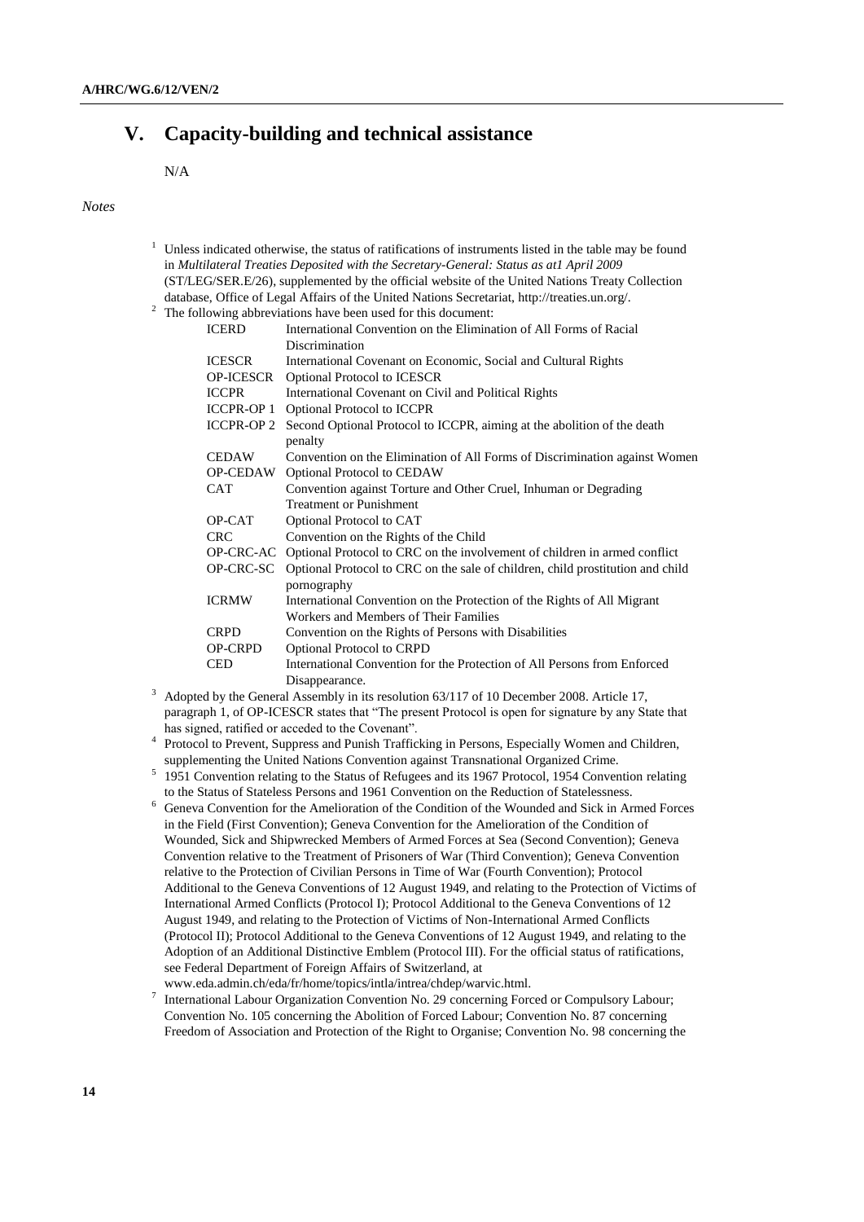# V. Capacity-building and technical assistance

N/A

*Notes*

[1] Unless indicated otherwise, the status of ratifications of instruments listed in the table may be found in *Multilateral Treaties Deposited with the Secretary-General: Status as at1 April 2009* (ST/LEG/SER.E/26), supplemented by the official website of the United Nations Treaty Collection database, Office of Legal Affairs of the United Nations Secretariat, http://treaties.un.org/.

[2] The following abbreviations have been used for this document:

| | |
|---|---|
| ICERD | International Convention on the Elimination of All Forms of Racial Discrimination |
| ICESCR | International Covenant on Economic, Social and Cultural Rights |
| OP-ICESCR | Optional Protocol to ICESCR |
| ICCPR | International Covenant on Civil and Political Rights |
| ICCPR-OP 1 | Optional Protocol to ICCPR |
| ICCPR-OP 2 | Second Optional Protocol to ICCPR, aiming at the abolition of the death penalty |
| CEDAW | Convention on the Elimination of All Forms of Discrimination against Women |
| OP-CEDAW | Optional Protocol to CEDAW |
| CAT | Convention against Torture and Other Cruel, Inhuman or Degrading Treatment or Punishment |
| OP-CAT | Optional Protocol to CAT |
| CRC | Convention on the Rights of the Child |
| OP-CRC-AC | Optional Protocol to CRC on the involvement of children in armed conflict |
| OP-CRC-SC | Optional Protocol to CRC on the sale of children, child prostitution and child pornography |
| ICRMW | International Convention on the Protection of the Rights of All Migrant Workers and Members of Their Families |
| CRPD | Convention on the Rights of Persons with Disabilities |
| OP-CRPD | Optional Protocol to CRPD |
| CED | International Convention for the Protection of All Persons from Enforced Disappearance. |

[3] Adopted by the General Assembly in its resolution 63/117 of 10 December 2008. Article 17, paragraph 1, of OP-ICESCR states that "The present Protocol is open for signature by any State that has signed, ratified or acceded to the Covenant".

[4] Protocol to Prevent, Suppress and Punish Trafficking in Persons, Especially Women and Children, supplementing the United Nations Convention against Transnational Organized Crime.

[5] 1951 Convention relating to the Status of Refugees and its 1967 Protocol, 1954 Convention relating to the Status of Stateless Persons and 1961 Convention on the Reduction of Statelessness.

[6] Geneva Convention for the Amelioration of the Condition of the Wounded and Sick in Armed Forces in the Field (First Convention); Geneva Convention for the Amelioration of the Condition of Wounded, Sick and Shipwrecked Members of Armed Forces at Sea (Second Convention); Geneva Convention relative to the Treatment of Prisoners of War (Third Convention); Geneva Convention relative to the Protection of Civilian Persons in Time of War (Fourth Convention); Protocol Additional to the Geneva Conventions of 12 August 1949, and relating to the Protection of Victims of International Armed Conflicts (Protocol I); Protocol Additional to the Geneva Conventions of 12 August 1949, and relating to the Protection of Victims of Non-International Armed Conflicts (Protocol II); Protocol Additional to the Geneva Conventions of 12 August 1949, and relating to the Adoption of an Additional Distinctive Emblem (Protocol III). For the official status of ratifications, see Federal Department of Foreign Affairs of Switzerland, at www.eda.admin.ch/eda/fr/home/topics/intla/intrea/chdep/warvic.html.

[7] International Labour Organization Convention No. 29 concerning Forced or Compulsory Labour; Convention No. 105 concerning the Abolition of Forced Labour; Convention No. 87 concerning Freedom of Association and Protection of the Right to Organise; Convention No. 98 concerning the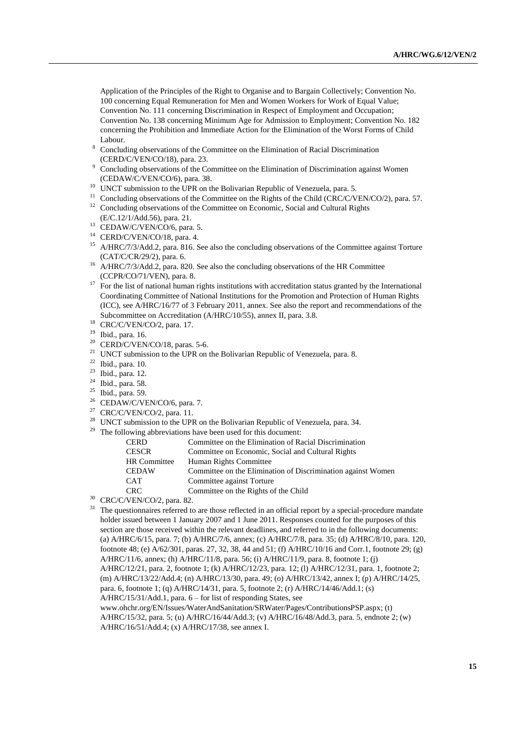Application of the Principles of the Right to Organise and to Bargain Collectively; Convention No. 100 concerning Equal Remuneration for Men and Women Workers for Work of Equal Value; Convention No. 111 concerning Discrimination in Respect of Employment and Occupation; Convention No. 138 concerning Minimum Age for Admission to Employment; Convention No. 182 concerning the Prohibition and Immediate Action for the Elimination of the Worst Forms of Child Labour.

[8] Concluding observations of the Committee on the Elimination of Racial Discrimination (CERD/C/VEN/CO/18), para. 23.

[9] Concluding observations of the Committee on the Elimination of Discrimination against Women (CEDAW/C/VEN/CO/6), para. 38.

[10] UNCT submission to the UPR on the Bolivarian Republic of Venezuela, para. 5.

[11] Concluding observations of the Committee on the Rights of the Child (CRC/C/VEN/CO/2), para. 57.

[12] Concluding observations of the Committee on Economic, Social and Cultural Rights (E/C.12/1/Add.56), para. 21.

[13] CEDAW/C/VEN/CO/6, para. 5.

[14] CERD/C/VEN/CO/18, para. 4.

[15] A/HRC/7/3/Add.2, para. 816. See also the concluding observations of the Committee against Torture (CAT/C/CR/29/2), para. 6.

[16] A/HRC/7/3/Add.2, para. 820. See also the concluding observations of the HR Committee (CCPR/CO/71/VEN), para. 8.

[17] For the list of national human rights institutions with accreditation status granted by the International Coordinating Committee of National Institutions for the Promotion and Protection of Human Rights (ICC), see A/HRC/16/77 of 3 February 2011, annex. See also the report and recommendations of the Subcommittee on Accreditation (A/HRC/10/55), annex II, para. 3.8.

[18] CRC/C/VEN/CO/2, para. 17.

[19] Ibid., para. 16.

[20] CERD/C/VEN/CO/18, paras. 5-6.

[21] UNCT submission to the UPR on the Bolivarian Republic of Venezuela, para. 8.

[22] Ibid., para. 10.

[23] Ibid., para. 12.

[24] Ibid., para. 58.

[25] Ibid., para. 59.

[26] CEDAW/C/VEN/CO/6, para. 7.

[27] CRC/C/VEN/CO/2, para. 11.

[28] UNCT submission to the UPR on the Bolivarian Republic of Venezuela, para. 34.

[29] The following abbreviations have been used for this document:

| | |
|---|---|
| CERD | Committee on the Elimination of Racial Discrimination |
| CESCR | Committee on Economic, Social and Cultural Rights |
| HR Committee | Human Rights Committee |
| CEDAW | Committee on the Elimination of Discrimination against Women |
| CAT | Committee against Torture |
| CRC | Committee on the Rights of the Child |

[30] CRC/C/VEN/CO/2, para. 82.

[31] The questionnaires referred to are those reflected in an official report by a special-procedure mandate holder issued between 1 January 2007 and 1 June 2011. Responses counted for the purposes of this section are those received within the relevant deadlines, and referred to in the following documents: (a) A/HRC/6/15, para. 7; (b) A/HRC/7/6, annex; (c) A/HRC/7/8, para. 35; (d) A/HRC/8/10, para. 120, footnote 48; (e) A/62/301, paras. 27, 32, 38, 44 and 51; (f) A/HRC/10/16 and Corr.1, footnote 29; (g) A/HRC/11/6, annex; (h) A/HRC/11/8, para. 56; (i) A/HRC/11/9, para. 8, footnote 1; (j) A/HRC/12/21, para. 2, footnote 1; (k) A/HRC/12/23, para. 12; (l) A/HRC/12/31, para. 1, footnote 2; (m) A/HRC/13/22/Add.4; (n) A/HRC/13/30, para. 49; (o) A/HRC/13/42, annex I; (p) A/HRC/14/25, para. 6, footnote 1; (q) A/HRC/14/31, para. 5, footnote 2; (r) A/HRC/14/46/Add.1; (s) A/HRC/15/31/Add.1, para. 6 – for list of responding States, see www.ohchr.org/EN/Issues/WaterAndSanitation/SRWater/Pages/ContributionsPSP.aspx; (t) A/HRC/15/32, para. 5; (u) A/HRC/16/44/Add.3; (v) A/HRC/16/48/Add.3, para. 5, endnote 2; (w) A/HRC/16/51/Add.4; (x) A/HRC/17/38, see annex I.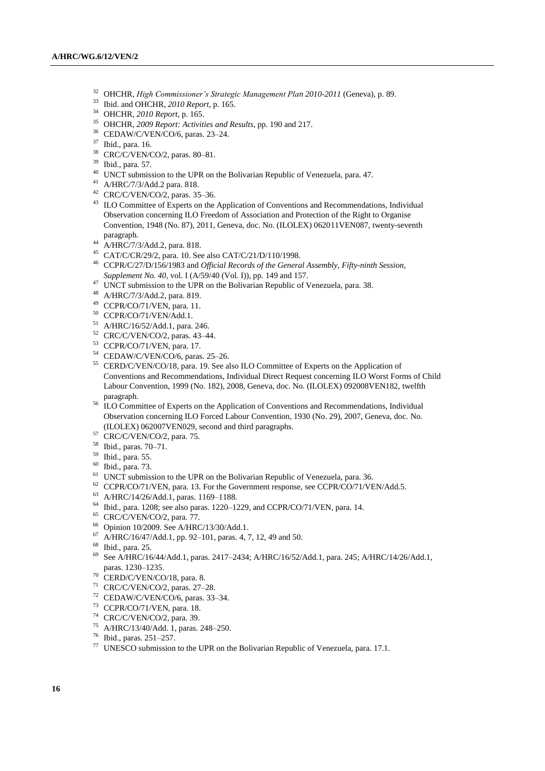[32] OHCHR, *High Commissioner's Strategic Management Plan 2010-2011* (Geneva), p. 89.

[33] Ibid. and OHCHR, *2010 Report*, p. 165.

[34] OHCHR, *2010 Report*, p. 165.

[35] OHCHR, *2009 Report: Activities and Results*, pp. 190 and 217.

[36] CEDAW/C/VEN/CO/6, paras. 23–24.

[37] Ibid., para. 16.

[38] CRC/C/VEN/CO/2, paras. 80–81.

[39] Ibid., para. 57.

[40] UNCT submission to the UPR on the Bolivarian Republic of Venezuela, para. 47.

[41] A/HRC/7/3/Add.2 para. 818.

[42] CRC/C/VEN/CO/2, paras. 35–36.

[43] ILO Committee of Experts on the Application of Conventions and Recommendations, Individual Observation concerning ILO Freedom of Association and Protection of the Right to Organise Convention, 1948 (No. 87), 2011, Geneva, doc. No. (ILOLEX) 062011VEN087, twenty-seventh paragraph.

[44] A/HRC/7/3/Add.2, para. 818.

[45] CAT/C/CR/29/2, para. 10. See also CAT/C/21/D/110/1998.

[46] CCPR/C/27/D/156/1983 and *Official Records of the General Assembly, Fifty-ninth Session, Supplement No. 40*, vol. I (A/59/40 (Vol. I)), pp. 149 and 157.

[47] UNCT submission to the UPR on the Bolivarian Republic of Venezuela, para. 38.

[48] A/HRC/7/3/Add.2, para. 819.

[49] CCPR/CO/71/VEN, para. 11.

[50] CCPR/CO/71/VEN/Add.1.

[51] A/HRC/16/52/Add.1, para. 246.

[52] CRC/C/VEN/CO/2, paras. 43–44.

[53] CCPR/CO/71/VEN, para. 17.

[54] CEDAW/C/VEN/CO/6, paras. 25–26.

[55] CERD/C/VEN/CO/18, para. 19. See also ILO Committee of Experts on the Application of Conventions and Recommendations, Individual Direct Request concerning ILO Worst Forms of Child Labour Convention, 1999 (No. 182), 2008, Geneva, doc. No. (ILOLEX) 092008VEN182, twelfth paragraph.

[56] ILO Committee of Experts on the Application of Conventions and Recommendations, Individual Observation concerning ILO Forced Labour Convention, 1930 (No. 29), 2007, Geneva, doc. No. (ILOLEX) 062007VEN029, second and third paragraphs.

[57] CRC/C/VEN/CO/2, para. 75.

[58] Ibid., paras. 70–71.

[59] Ibid., para. 55.

[60] Ibid., para. 73.

[61] UNCT submission to the UPR on the Bolivarian Republic of Venezuela, para. 36.

[62] CCPR/CO/71/VEN, para. 13. For the Government response, see CCPR/CO/71/VEN/Add.5.

[63] A/HRC/14/26/Add.1, paras. 1169–1188.

[64] Ibid., para. 1208; see also paras. 1220–1229, and CCPR/CO/71/VEN, para. 14.

[65] CRC/C/VEN/CO/2, para. 77.

[66] Opinion 10/2009. See A/HRC/13/30/Add.1.

[67] A/HRC/16/47/Add.1, pp. 92–101, paras. 4, 7, 12, 49 and 50.

[68] Ibid., para. 25.

[69] See A/HRC/16/44/Add.1, paras. 2417–2434; A/HRC/16/52/Add.1, para. 245; A/HRC/14/26/Add.1, paras. 1230–1235.

[70] CERD/C/VEN/CO/18, para. 8.

[71] CRC/C/VEN/CO/2, paras. 27–28.

[72] CEDAW/C/VEN/CO/6, paras. 33–34.

[73] CCPR/CO/71/VEN, para. 18.

[74] CRC/C/VEN/CO/2, para. 39.

[75] A/HRC/13/40/Add. 1, paras. 248–250.

[76] Ibid., paras. 251–257.

[77] UNESCO submission to the UPR on the Bolivarian Republic of Venezuela, para. 17.1.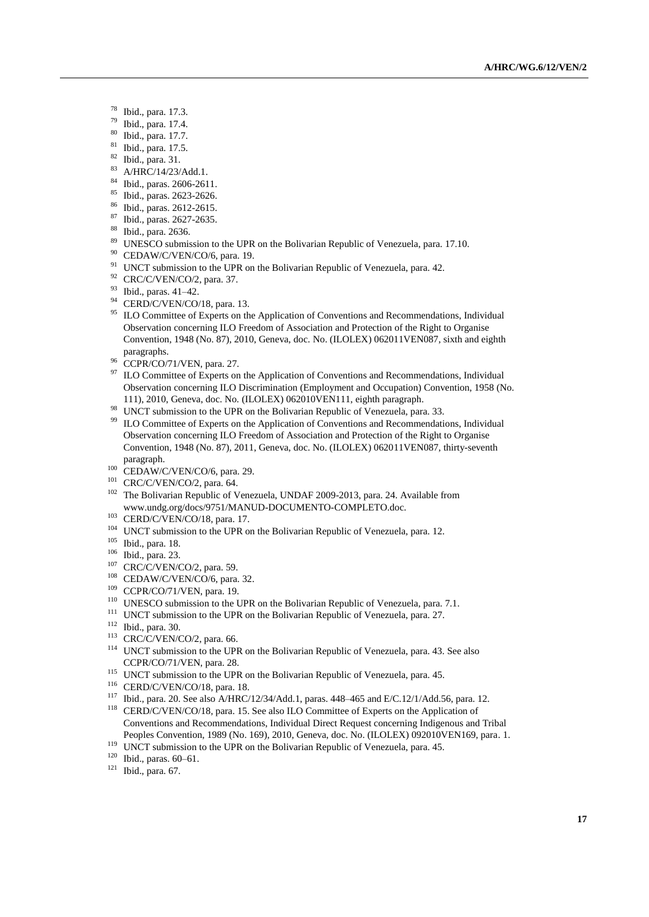[78] Ibid., para. 17.3.

[79] Ibid., para. 17.4.

[80] Ibid., para. 17.7.

[81] Ibid., para. 17.5.

[82] Ibid., para. 31.

[83] A/HRC/14/23/Add.1.

[84] Ibid., paras. 2606-2611.

[85] Ibid., paras. 2623-2626.

[86] Ibid., paras. 2612-2615.

[87] Ibid., paras. 2627-2635.

[88] Ibid., para. 2636.

[89] UNESCO submission to the UPR on the Bolivarian Republic of Venezuela, para. 17.10.

[90] CEDAW/C/VEN/CO/6, para. 19.

[91] UNCT submission to the UPR on the Bolivarian Republic of Venezuela, para. 42.

[92] CRC/C/VEN/CO/2, para. 37.

[93] Ibid., paras. 41–42.

[94] CERD/C/VEN/CO/18, para. 13.

[95] ILO Committee of Experts on the Application of Conventions and Recommendations, Individual Observation concerning ILO Freedom of Association and Protection of the Right to Organise Convention, 1948 (No. 87), 2010, Geneva, doc. No. (ILOLEX) 062011VEN087, sixth and eighth paragraphs.

[96] CCPR/CO/71/VEN, para. 27.

[97] ILO Committee of Experts on the Application of Conventions and Recommendations, Individual Observation concerning ILO Discrimination (Employment and Occupation) Convention, 1958 (No. 111), 2010, Geneva, doc. No. (ILOLEX) 062010VEN111, eighth paragraph.

[98] UNCT submission to the UPR on the Bolivarian Republic of Venezuela, para. 33.

[99] ILO Committee of Experts on the Application of Conventions and Recommendations, Individual Observation concerning ILO Freedom of Association and Protection of the Right to Organise Convention, 1948 (No. 87), 2011, Geneva, doc. No. (ILOLEX) 062011VEN087, thirty-seventh paragraph.

[100] CEDAW/C/VEN/CO/6, para. 29.

[101] CRC/C/VEN/CO/2, para. 64.

[102] The Bolivarian Republic of Venezuela, UNDAF 2009-2013, para. 24. Available from www.undg.org/docs/9751/MANUD-DOCUMENTO-COMPLETO.doc.

[103] CERD/C/VEN/CO/18, para. 17.

[104] UNCT submission to the UPR on the Bolivarian Republic of Venezuela, para. 12.

[105] Ibid., para. 18.

[106] Ibid., para. 23.

[107] CRC/C/VEN/CO/2, para. 59.

[108] CEDAW/C/VEN/CO/6, para. 32.

[109] CCPR/CO/71/VEN, para. 19.

[110] UNESCO submission to the UPR on the Bolivarian Republic of Venezuela, para. 7.1.

[111] UNCT submission to the UPR on the Bolivarian Republic of Venezuela, para. 27.

[112] Ibid., para. 30.

[113] CRC/C/VEN/CO/2, para. 66.

[114] UNCT submission to the UPR on the Bolivarian Republic of Venezuela, para. 43. See also CCPR/CO/71/VEN, para. 28.

[115] UNCT submission to the UPR on the Bolivarian Republic of Venezuela, para. 45.

[116] CERD/C/VEN/CO/18, para. 18.

[117] Ibid., para. 20. See also A/HRC/12/34/Add.1, paras. 448–465 and E/C.12/1/Add.56, para. 12.

[118] CERD/C/VEN/CO/18, para. 15. See also ILO Committee of Experts on the Application of Conventions and Recommendations, Individual Direct Request concerning Indigenous and Tribal Peoples Convention, 1989 (No. 169), 2010, Geneva, doc. No. (ILOLEX) 092010VEN169, para. 1.

[119] UNCT submission to the UPR on the Bolivarian Republic of Venezuela, para. 45.

[120] Ibid., paras. 60–61.

[121] Ibid., para. 67.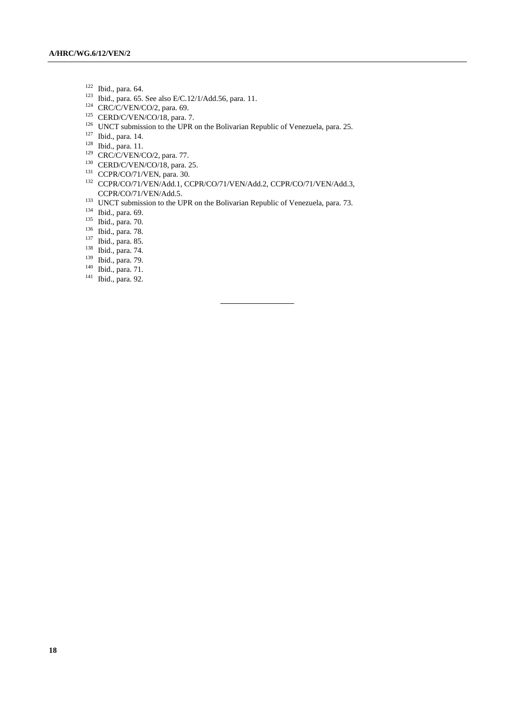[122] Ibid., para. 64.
[123] Ibid., para. 65. See also E/C.12/1/Add.56, para. 11.
[124] CRC/C/VEN/CO/2, para. 69.
[125] CERD/C/VEN/CO/18, para. 7.
[126] UNCT submission to the UPR on the Bolivarian Republic of Venezuela, para. 25.
[127] Ibid., para. 14.
[128] Ibid., para. 11.
[129] CRC/C/VEN/CO/2, para. 77.
[130] CERD/C/VEN/CO/18, para. 25.
[131] CCPR/CO/71/VEN, para. 30.
[132] CCPR/CO/71/VEN/Add.1, CCPR/CO/71/VEN/Add.2, CCPR/CO/71/VEN/Add.3, CCPR/CO/71/VEN/Add.5.
[133] UNCT submission to the UPR on the Bolivarian Republic of Venezuela, para. 73.
[134] Ibid., para. 69.
[135] Ibid., para. 70.
[136] Ibid., para. 78.
[137] Ibid., para. 85.
[138] Ibid., para. 74.
[139] Ibid., para. 79.
[140] Ibid., para. 71.
[141] Ibid., para. 92.